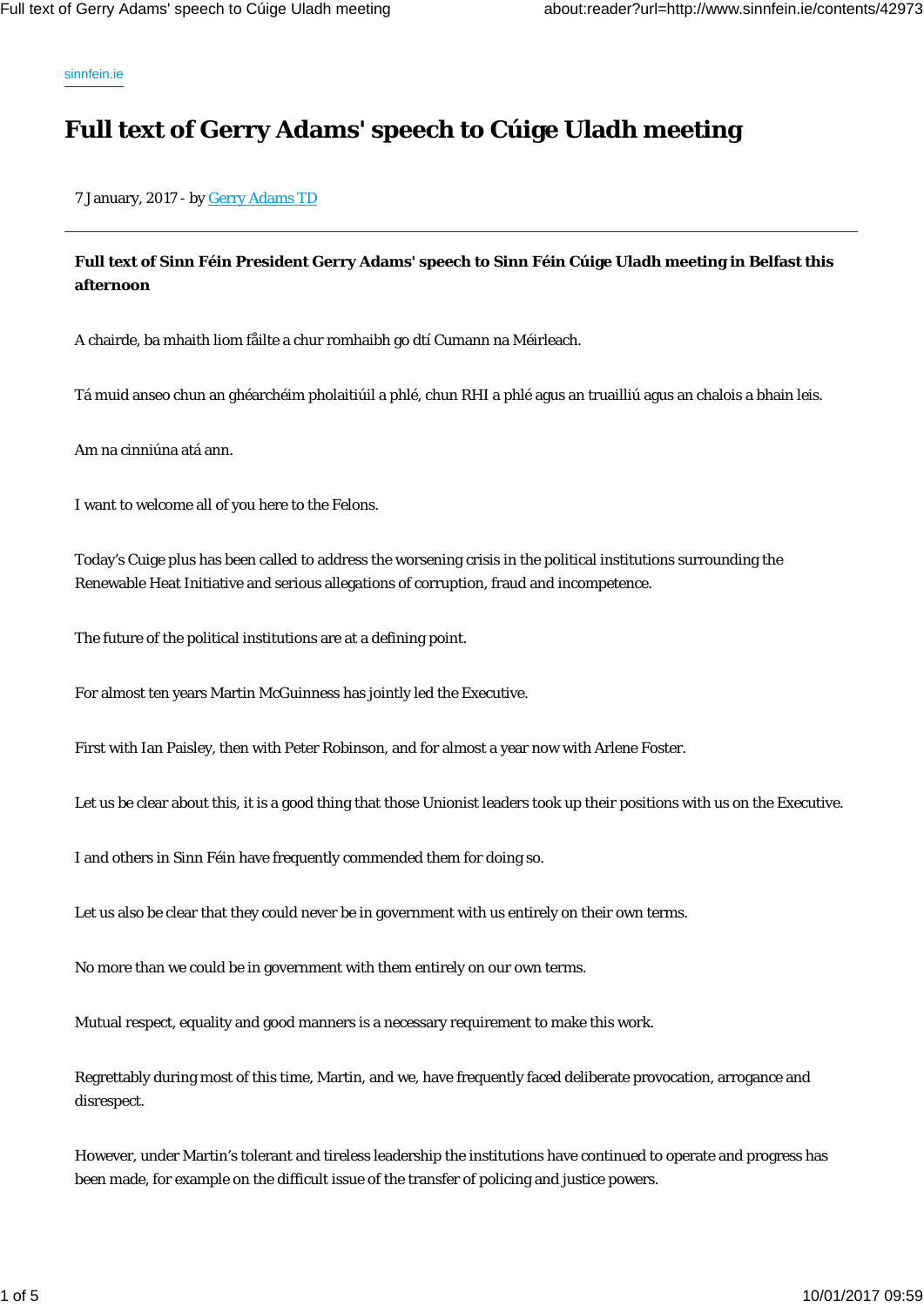sinnfein.ie

# Full text of Gerry Adams' speech to Cúige Uladh meeting

7 January, 2017 - by Gerry Adams TD

**Full text of Sinn Féin President Gerry Adams' speech to Sinn Féin Cúige Uladh meeting in Belfast this afternoon**

A chairde, ba mhaith liom fáilte a chur romhaibh go dtí Cumann na Méirleach.

Tá muid anseo chun an ghéarchéim pholaitiúil a phlé, chun RHI a phlé agus an truailliú agus an chalois a bhain leis.

Am na cinniúna atá ann.

I want to welcome all of you here to the Felons.

Today's Cuige plus has been called to address the worsening crisis in the political institutions surrounding the Renewable Heat Initiative and serious allegations of corruption, fraud and incompetence.

The future of the political institutions are at a defining point.

For almost ten years Martin McGuinness has jointly led the Executive.

First with Ian Paisley, then with Peter Robinson, and for almost a year now with Arlene Foster.

Let us be clear about this, it is a good thing that those Unionist leaders took up their positions with us on the Executive.

I and others in Sinn Féin have frequently commended them for doing so.

Let us also be clear that they could never be in government with us entirely on their own terms.

No more than we could be in government with them entirely on our own terms.

Mutual respect, equality and good manners is a necessary requirement to make this work.

Regrettably during most of this time, Martin, and we, have frequently faced deliberate provocation, arrogance and disrespect.

However, under Martin's tolerant and tireless leadership the institutions have continued to operate and progress has been made, for example on the difficult issue of the transfer of policing and justice powers.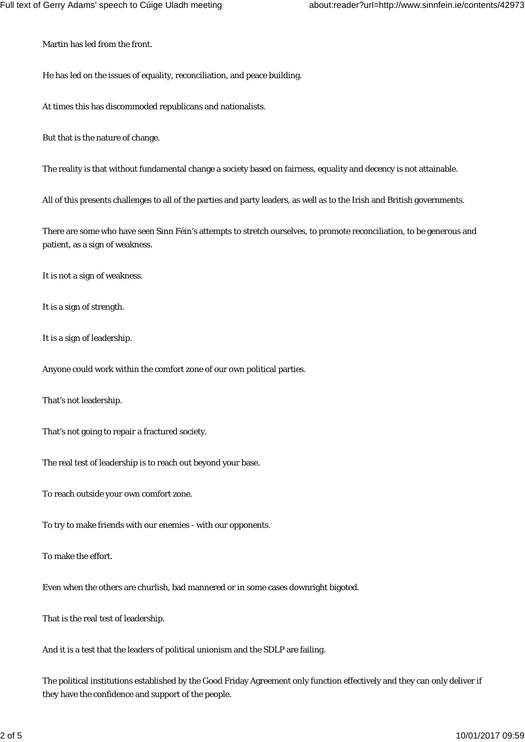Martin has led from the front.

He has led on the issues of equality, reconciliation, and peace building.

At times this has discommoded republicans and nationalists.

But that is the nature of change.

The reality is that without fundamental change a society based on fairness, equality and decency is not attainable.

All of this presents challenges to all of the parties and party leaders, as well as to the Irish and British governments.

There are some who have seen Sinn Féin's attempts to stretch ourselves, to promote reconciliation, to be generous and patient, as a sign of weakness.

It is not a sign of weakness.

It is a sign of strength.

It is a sign of leadership.

Anyone could work within the comfort zone of our own political parties.

That's not leadership.

That's not going to repair a fractured society.

The real test of leadership is to reach out beyond your base.

To reach outside your own comfort zone.

To try to make friends with our enemies - with our opponents.

To make the effort.

Even when the others are churlish, bad mannered or in some cases downright bigoted.

That is the real test of leadership.

And it is a test that the leaders of political unionism and the SDLP are failing.

The political institutions established by the Good Friday Agreement only function effectively and they can only deliver if they have the confidence and support of the people.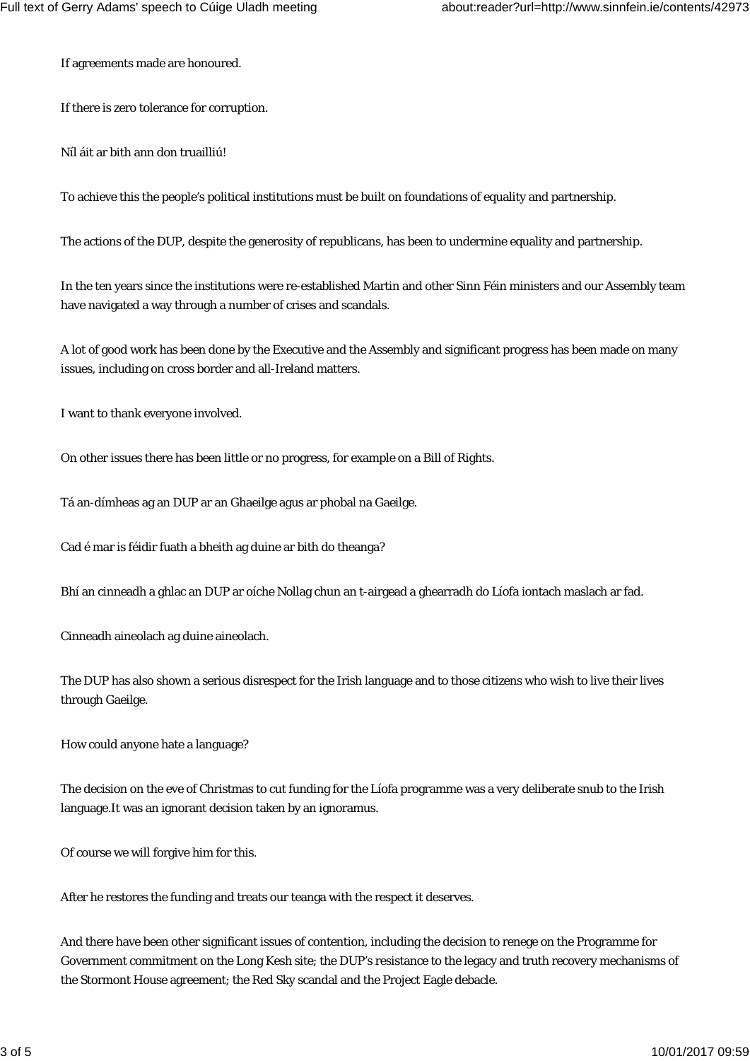If agreements made are honoured.

If there is zero tolerance for corruption.

Níl áit ar bith ann don truailliú!

To achieve this the people's political institutions must be built on foundations of equality and partnership.

The actions of the DUP, despite the generosity of republicans, has been to undermine equality and partnership.

In the ten years since the institutions were re-established Martin and other Sinn Féin ministers and our Assembly team have navigated a way through a number of crises and scandals.

A lot of good work has been done by the Executive and the Assembly and significant progress has been made on many issues, including on cross border and all-Ireland matters.

I want to thank everyone involved.

On other issues there has been little or no progress, for example on a Bill of Rights.

Tá an-dímheas ag an DUP ar an Ghaeilge agus ar phobal na Gaeilge.

Cad é mar is féidir fuath a bheith ag duine ar bith do theanga?

Bhí an cinneadh a ghlac an DUP ar oíche Nollag chun an t-airgead a ghearradh do Líofa iontach maslach ar fad.

Cinneadh aineolach ag duine aineolach.

The DUP has also shown a serious disrespect for the Irish language and to those citizens who wish to live their lives through Gaeilge.

How could anyone hate a language?

The decision on the eve of Christmas to cut funding for the Líofa programme was a very deliberate snub to the Irish language.It was an ignorant decision taken by an ignoramus.

Of course we will forgive him for this.

After he restores the funding and treats our teanga with the respect it deserves.

And there have been other significant issues of contention, including the decision to renege on the Programme for Government commitment on the Long Kesh site; the DUP's resistance to the legacy and truth recovery mechanisms of the Stormont House agreement; the Red Sky scandal and the Project Eagle debacle.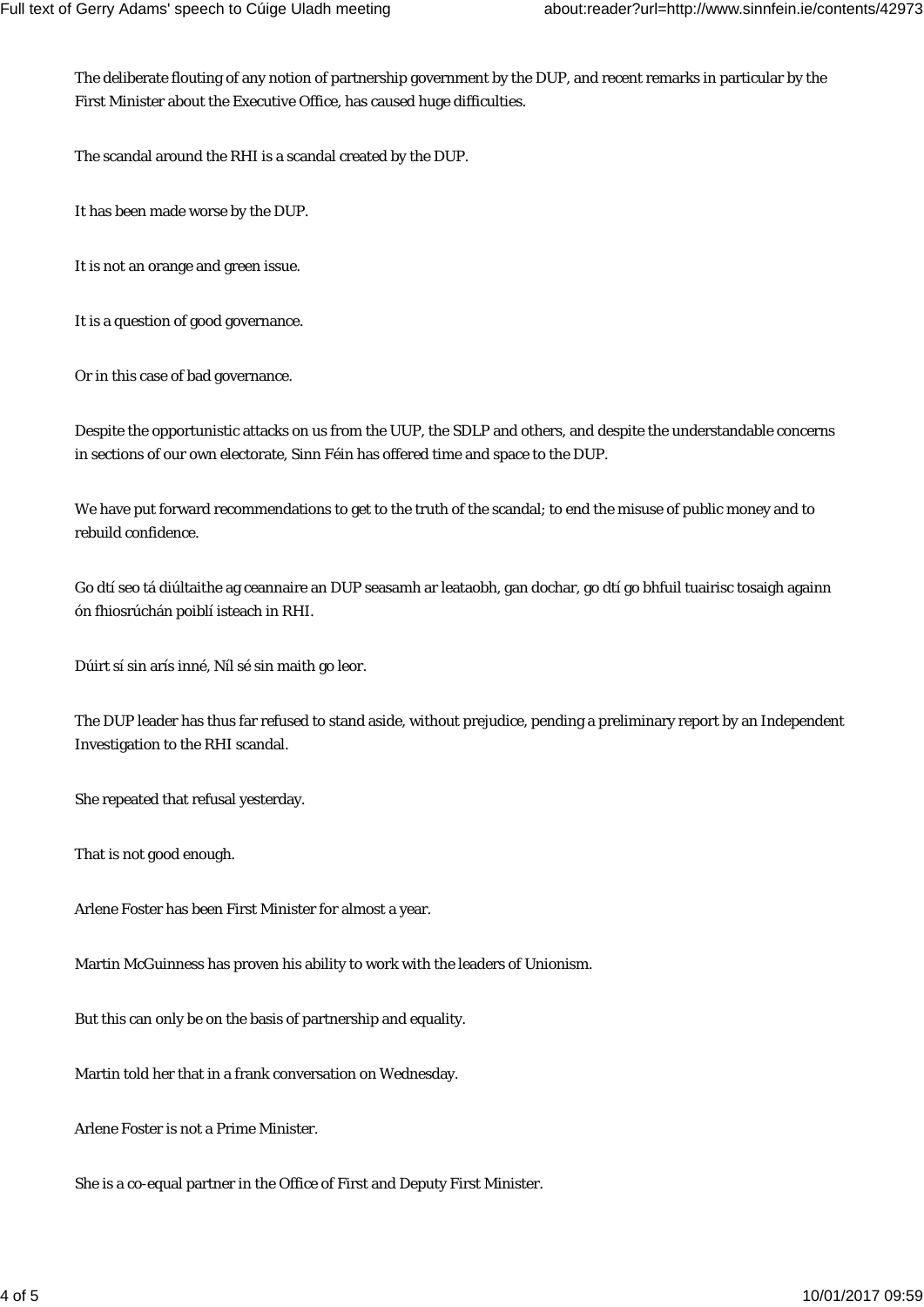The deliberate flouting of any notion of partnership government by the DUP, and recent remarks in particular by the First Minister about the Executive Office, has caused huge difficulties.

The scandal around the RHI is a scandal created by the DUP.

It has been made worse by the DUP.

It is not an orange and green issue.

It is a question of good governance.

Or in this case of bad governance.

Despite the opportunistic attacks on us from the UUP, the SDLP and others, and despite the understandable concerns in sections of our own electorate, Sinn Féin has offered time and space to the DUP.

We have put forward recommendations to get to the truth of the scandal; to end the misuse of public money and to rebuild confidence.

Go dtí seo tá diúltaithe ag ceannaire an DUP seasamh ar leataobh, gan dochar, go dtí go bhfuil tuairisc tosaigh againn ón fhiosrúchán poiblí isteach in RHI.

Dúirt sí sin arís inné, Níl sé sin maith go leor.

The DUP leader has thus far refused to stand aside, without prejudice, pending a preliminary report by an Independent Investigation to the RHI scandal.

She repeated that refusal yesterday.

That is not good enough.

Arlene Foster has been First Minister for almost a year.

Martin McGuinness has proven his ability to work with the leaders of Unionism.

But this can only be on the basis of partnership and equality.

Martin told her that in a frank conversation on Wednesday.

Arlene Foster is not a Prime Minister.

She is a co-equal partner in the Office of First and Deputy First Minister.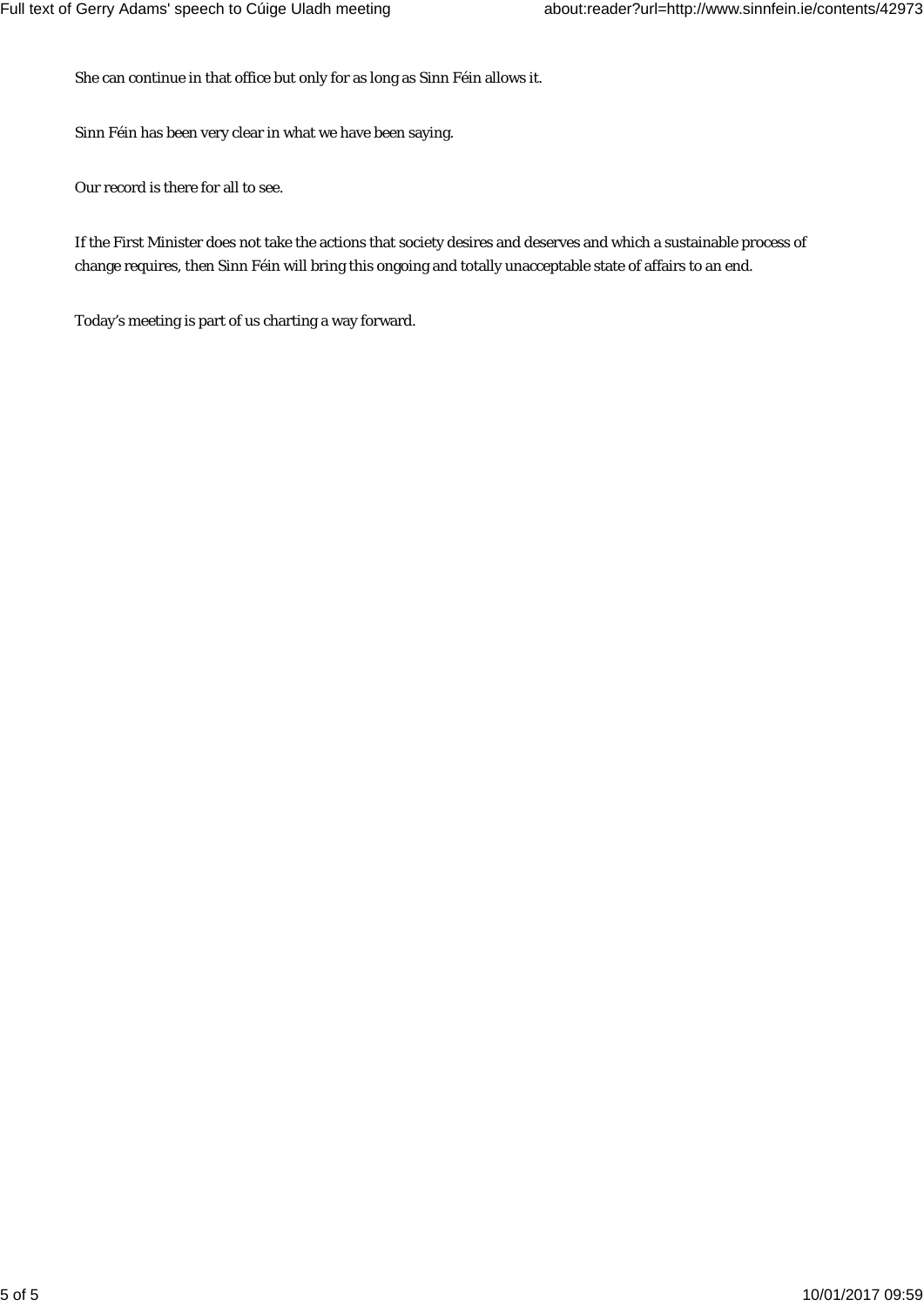She can continue in that office but only for as long as Sinn Féin allows it.

Sinn Féin has been very clear in what we have been saying.

Our record is there for all to see.

If the First Minister does not take the actions that society desires and deserves and which a sustainable process of change requires, then Sinn Féin will bring this ongoing and totally unacceptable state of affairs to an end.

Today's meeting is part of us charting a way forward.